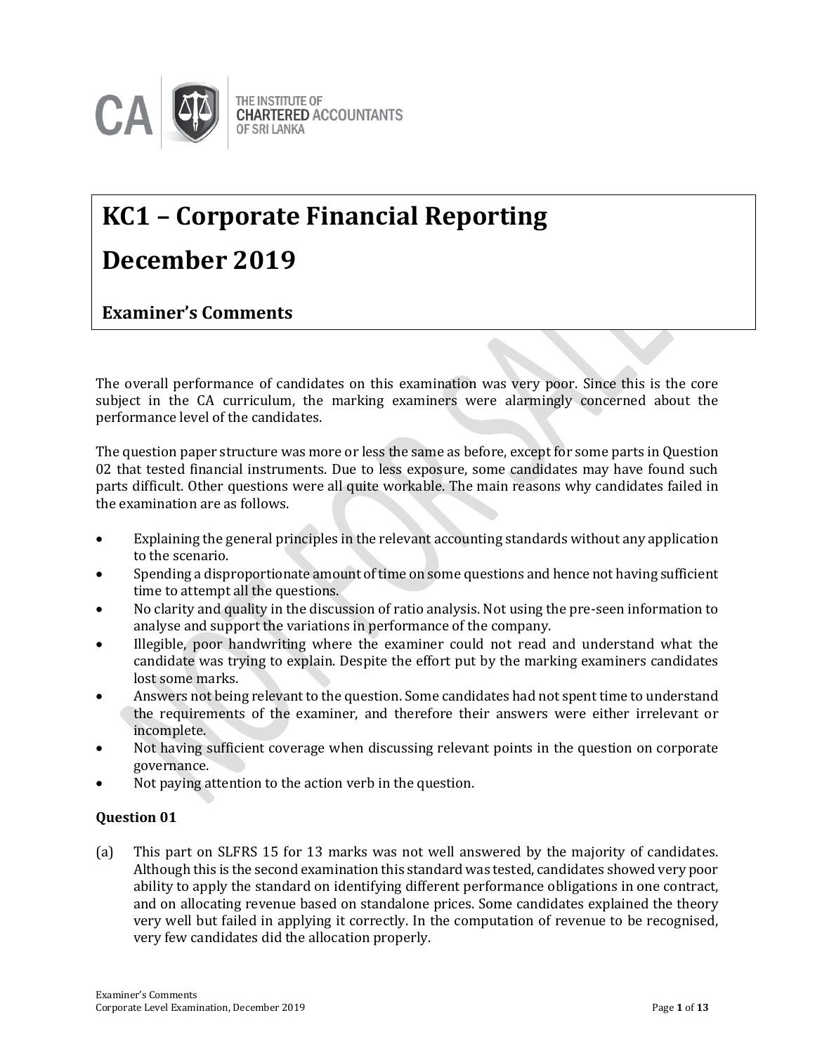# KC1 – Corporate Financial Reporting

# December 2019

## Examiner's Comments

The overall performance of candidates on this examination was very poor. Since this is the core subject in the CA curriculum, the marking examiners were alarmingly concerned about the performance level of the candidates.

The question paper structure was more or less the same as before, except for some parts in Question 02 that tested financial instruments. Due to less exposure, some candidates may have found such parts difficult. Other questions were all quite workable. The main reasons why candidates failed in the examination are as follows.

- Explaining the general principles in the relevant accounting standards without any application to the scenario.
- Spending a disproportionate amount of time on some questions and hence not having sufficient time to attempt all the questions.
- No clarity and quality in the discussion of ratio analysis. Not using the pre-seen information to analyse and support the variations in performance of the company.
- Illegible, poor handwriting where the examiner could not read and understand what the candidate was trying to explain. Despite the effort put by the marking examiners candidates lost some marks.
- Answers not being relevant to the question. Some candidates had not spent time to understand the requirements of the examiner, and therefore their answers were either irrelevant or incomplete.
- Not having sufficient coverage when discussing relevant points in the question on corporate governance.
- Not paying attention to the action verb in the question.

### Question 01

(a) This part on SLFRS 15 for 13 marks was not well answered by the majority of candidates. Although this is the second examination this standard was tested, candidates showed very poor ability to apply the standard on identifying different performance obligations in one contract, and on allocating revenue based on standalone prices. Some candidates explained the theory very well but failed in applying it correctly. In the computation of revenue to be recognised, very few candidates did the allocation properly.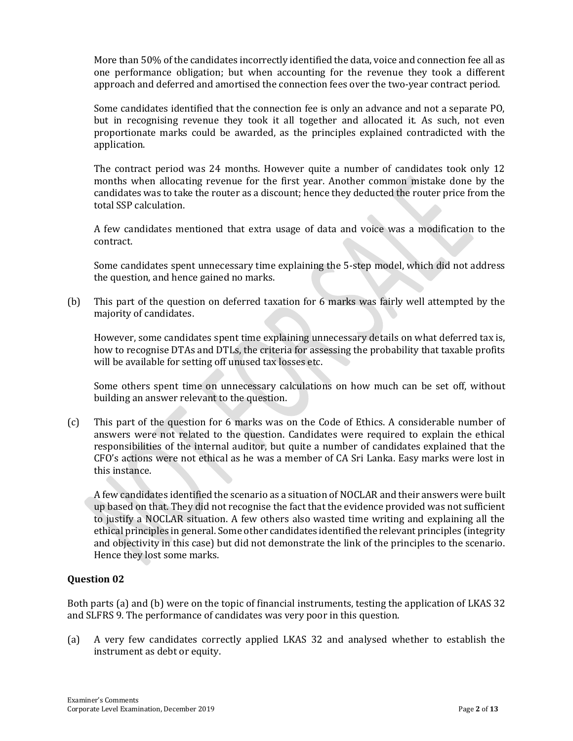More than 50% of the candidates incorrectly identified the data, voice and connection fee all as one performance obligation; but when accounting for the revenue they took a different approach and deferred and amortised the connection fees over the two-year contract period.

Some candidates identified that the connection fee is only an advance and not a separate PO, but in recognising revenue they took it all together and allocated it. As such, not even proportionate marks could be awarded, as the principles explained contradicted with the application.

The contract period was 24 months. However quite a number of candidates took only 12 months when allocating revenue for the first year. Another common mistake done by the candidates was to take the router as a discount; hence they deducted the router price from the total SSP calculation.

A few candidates mentioned that extra usage of data and voice was a modification to the contract.

Some candidates spent unnecessary time explaining the 5-step model, which did not address the question, and hence gained no marks.

(b) This part of the question on deferred taxation for 6 marks was fairly well attempted by the majority of candidates.

However, some candidates spent time explaining unnecessary details on what deferred tax is, how to recognise DTAs and DTLs, the criteria for assessing the probability that taxable profits will be available for setting off unused tax losses etc.

Some others spent time on unnecessary calculations on how much can be set off, without building an answer relevant to the question.

(c) This part of the question for 6 marks was on the Code of Ethics. A considerable number of answers were not related to the question. Candidates were required to explain the ethical responsibilities of the internal auditor, but quite a number of candidates explained that the CFO's actions were not ethical as he was a member of CA Sri Lanka. Easy marks were lost in this instance.

A few candidates identified the scenario as a situation of NOCLAR and their answers were built up based on that. They did not recognise the fact that the evidence provided was not sufficient to justify a NOCLAR situation. A few others also wasted time writing and explaining all the ethical principles in general. Some other candidates identified the relevant principles (integrity and objectivity in this case) but did not demonstrate the link of the principles to the scenario. Hence they lost some marks.

### Question 02

Both parts (a) and (b) were on the topic of financial instruments, testing the application of LKAS 32 and SLFRS 9. The performance of candidates was very poor in this question.

(a) A very few candidates correctly applied LKAS 32 and analysed whether to establish the instrument as debt or equity.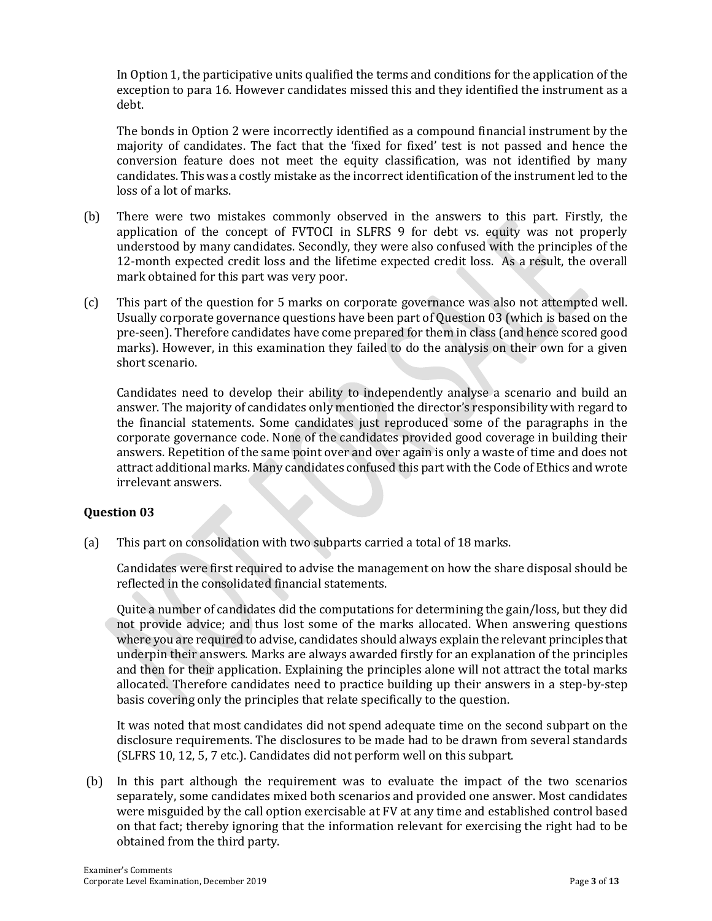In Option 1, the participative units qualified the terms and conditions for the application of the exception to para 16. However candidates missed this and they identified the instrument as a debt.

The bonds in Option 2 were incorrectly identified as a compound financial instrument by the majority of candidates. The fact that the 'fixed for fixed' test is not passed and hence the conversion feature does not meet the equity classification, was not identified by many candidates. This was a costly mistake as the incorrect identification of the instrument led to the loss of a lot of marks.

(b) There were two mistakes commonly observed in the answers to this part. Firstly, the application of the concept of FVTOCI in SLFRS 9 for debt vs. equity was not properly understood by many candidates. Secondly, they were also confused with the principles of the 12-month expected credit loss and the lifetime expected credit loss. As a result, the overall mark obtained for this part was very poor.

(c) This part of the question for 5 marks on corporate governance was also not attempted well. Usually corporate governance questions have been part of Question 03 (which is based on the pre-seen). Therefore candidates have come prepared for them in class (and hence scored good marks). However, in this examination they failed to do the analysis on their own for a given short scenario.

Candidates need to develop their ability to independently analyse a scenario and build an answer. The majority of candidates only mentioned the director's responsibility with regard to the financial statements. Some candidates just reproduced some of the paragraphs in the corporate governance code. None of the candidates provided good coverage in building their answers. Repetition of the same point over and over again is only a waste of time and does not attract additional marks. Many candidates confused this part with the Code of Ethics and wrote irrelevant answers.

### Question 03

(a) This part on consolidation with two subparts carried a total of 18 marks.

Candidates were first required to advise the management on how the share disposal should be reflected in the consolidated financial statements.

Quite a number of candidates did the computations for determining the gain/loss, but they did not provide advice; and thus lost some of the marks allocated. When answering questions where you are required to advise, candidates should always explain the relevant principles that underpin their answers. Marks are always awarded firstly for an explanation of the principles and then for their application. Explaining the principles alone will not attract the total marks allocated. Therefore candidates need to practice building up their answers in a step-by-step basis covering only the principles that relate specifically to the question.

It was noted that most candidates did not spend adequate time on the second subpart on the disclosure requirements. The disclosures to be made had to be drawn from several standards (SLFRS 10, 12, 5, 7 etc.). Candidates did not perform well on this subpart.

(b) In this part although the requirement was to evaluate the impact of the two scenarios separately, some candidates mixed both scenarios and provided one answer. Most candidates were misguided by the call option exercisable at FV at any time and established control based on that fact; thereby ignoring that the information relevant for exercising the right had to be obtained from the third party.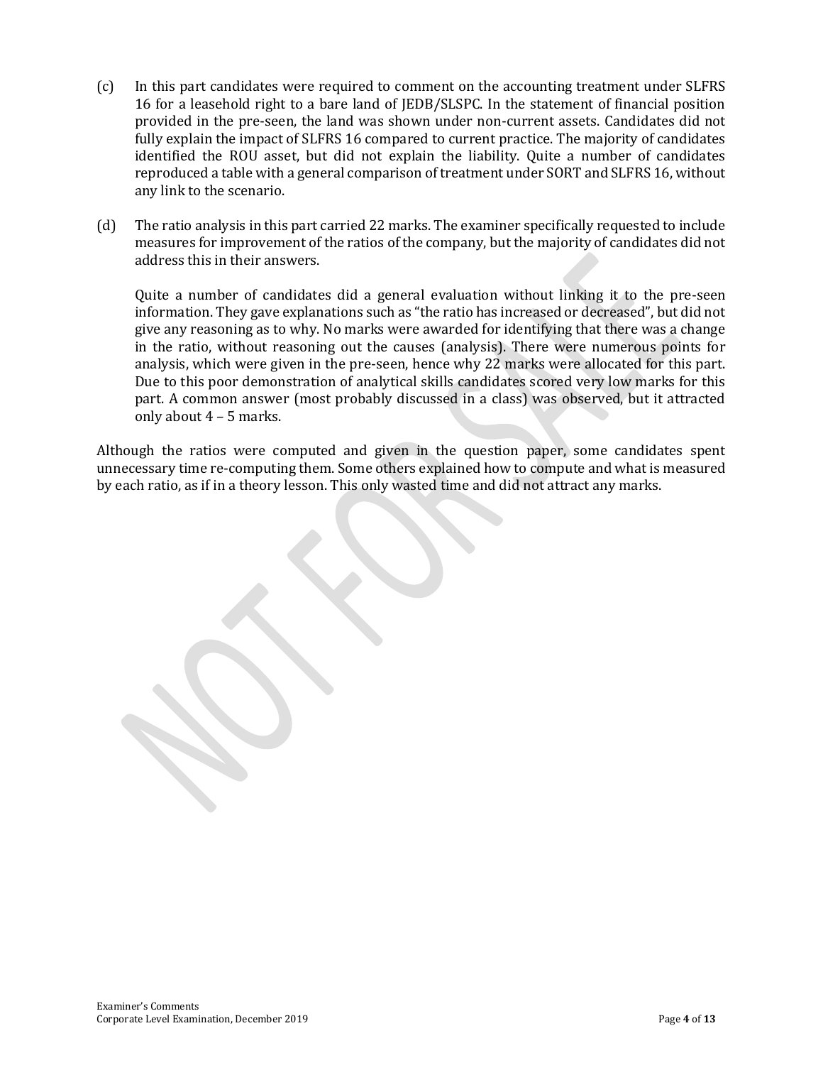(c) In this part candidates were required to comment on the accounting treatment under SLFRS 16 for a leasehold right to a bare land of JEDB/SLSPC. In the statement of financial position provided in the pre-seen, the land was shown under non-current assets. Candidates did not fully explain the impact of SLFRS 16 compared to current practice. The majority of candidates identified the ROU asset, but did not explain the liability. Quite a number of candidates reproduced a table with a general comparison of treatment under SORT and SLFRS 16, without any link to the scenario.

(d) The ratio analysis in this part carried 22 marks. The examiner specifically requested to include measures for improvement of the ratios of the company, but the majority of candidates did not address this in their answers.

Quite a number of candidates did a general evaluation without linking it to the pre-seen information. They gave explanations such as "the ratio has increased or decreased", but did not give any reasoning as to why. No marks were awarded for identifying that there was a change in the ratio, without reasoning out the causes (analysis). There were numerous points for analysis, which were given in the pre-seen, hence why 22 marks were allocated for this part. Due to this poor demonstration of analytical skills candidates scored very low marks for this part. A common answer (most probably discussed in a class) was observed, but it attracted only about 4 – 5 marks.

Although the ratios were computed and given in the question paper, some candidates spent unnecessary time re-computing them. Some others explained how to compute and what is measured by each ratio, as if in a theory lesson. This only wasted time and did not attract any marks.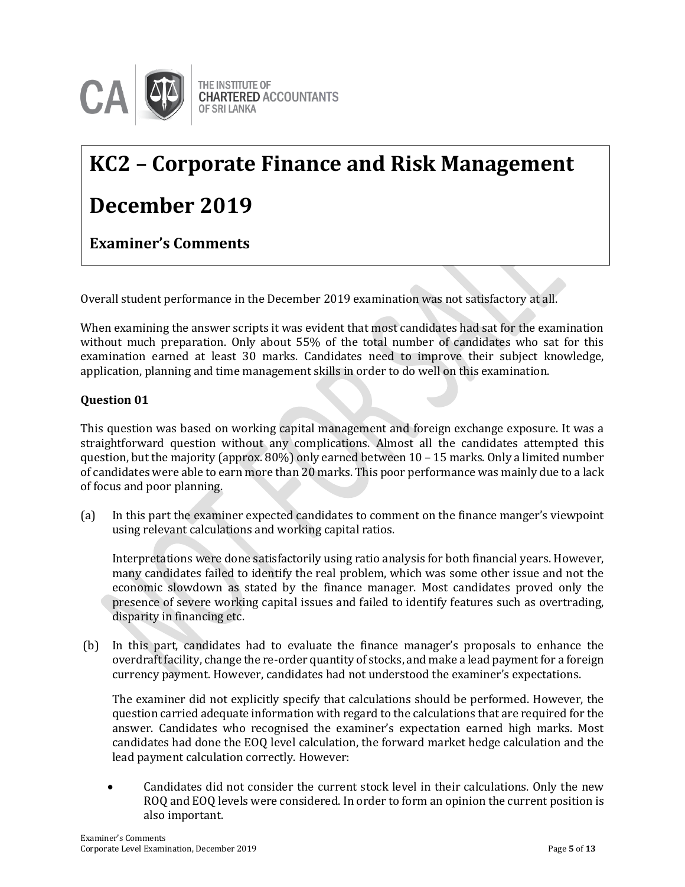# KC2 – Corporate Finance and Risk Management

# December 2019

## Examiner's Comments

Overall student performance in the December 2019 examination was not satisfactory at all.

When examining the answer scripts it was evident that most candidates had sat for the examination without much preparation. Only about 55% of the total number of candidates who sat for this examination earned at least 30 marks. Candidates need to improve their subject knowledge, application, planning and time management skills in order to do well on this examination.

**Question 01**

This question was based on working capital management and foreign exchange exposure. It was a straightforward question without any complications. Almost all the candidates attempted this question, but the majority (approx. 80%) only earned between 10 – 15 marks. Only a limited number of candidates were able to earn more than 20 marks. This poor performance was mainly due to a lack of focus and poor planning.

(a) In this part the examiner expected candidates to comment on the finance manger's viewpoint using relevant calculations and working capital ratios.

Interpretations were done satisfactorily using ratio analysis for both financial years. However, many candidates failed to identify the real problem, which was some other issue and not the economic slowdown as stated by the finance manager. Most candidates proved only the presence of severe working capital issues and failed to identify features such as overtrading, disparity in financing etc.

(b) In this part, candidates had to evaluate the finance manager's proposals to enhance the overdraft facility, change the re-order quantity of stocks, and make a lead payment for a foreign currency payment. However, candidates had not understood the examiner's expectations.

The examiner did not explicitly specify that calculations should be performed. However, the question carried adequate information with regard to the calculations that are required for the answer. Candidates who recognised the examiner's expectation earned high marks. Most candidates had done the EOQ level calculation, the forward market hedge calculation and the lead payment calculation correctly. However:

- Candidates did not consider the current stock level in their calculations. Only the new ROQ and EOQ levels were considered. In order to form an opinion the current position is also important.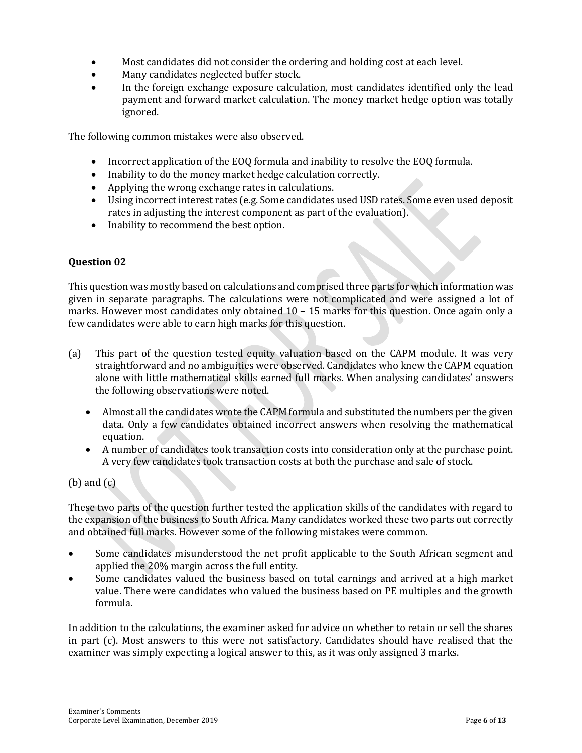- Most candidates did not consider the ordering and holding cost at each level.
- Many candidates neglected buffer stock.
- In the foreign exchange exposure calculation, most candidates identified only the lead payment and forward market calculation. The money market hedge option was totally ignored.

The following common mistakes were also observed.

- Incorrect application of the EOQ formula and inability to resolve the EOQ formula.
- Inability to do the money market hedge calculation correctly.
- Applying the wrong exchange rates in calculations.
- Using incorrect interest rates (e.g. Some candidates used USD rates. Some even used deposit rates in adjusting the interest component as part of the evaluation).
- Inability to recommend the best option.

### Question 02

This question was mostly based on calculations and comprised three parts for which information was given in separate paragraphs. The calculations were not complicated and were assigned a lot of marks. However most candidates only obtained 10 – 15 marks for this question. Once again only a few candidates were able to earn high marks for this question.

(a) This part of the question tested equity valuation based on the CAPM module. It was very straightforward and no ambiguities were observed. Candidates who knew the CAPM equation alone with little mathematical skills earned full marks. When analysing candidates' answers the following observations were noted.

- Almost all the candidates wrote the CAPM formula and substituted the numbers per the given data. Only a few candidates obtained incorrect answers when resolving the mathematical equation.
- A number of candidates took transaction costs into consideration only at the purchase point. A very few candidates took transaction costs at both the purchase and sale of stock.

(b) and (c)

These two parts of the question further tested the application skills of the candidates with regard to the expansion of the business to South Africa. Many candidates worked these two parts out correctly and obtained full marks. However some of the following mistakes were common.

- Some candidates misunderstood the net profit applicable to the South African segment and applied the 20% margin across the full entity.
- Some candidates valued the business based on total earnings and arrived at a high market value. There were candidates who valued the business based on PE multiples and the growth formula.

In addition to the calculations, the examiner asked for advice on whether to retain or sell the shares in part (c). Most answers to this were not satisfactory. Candidates should have realised that the examiner was simply expecting a logical answer to this, as it was only assigned 3 marks.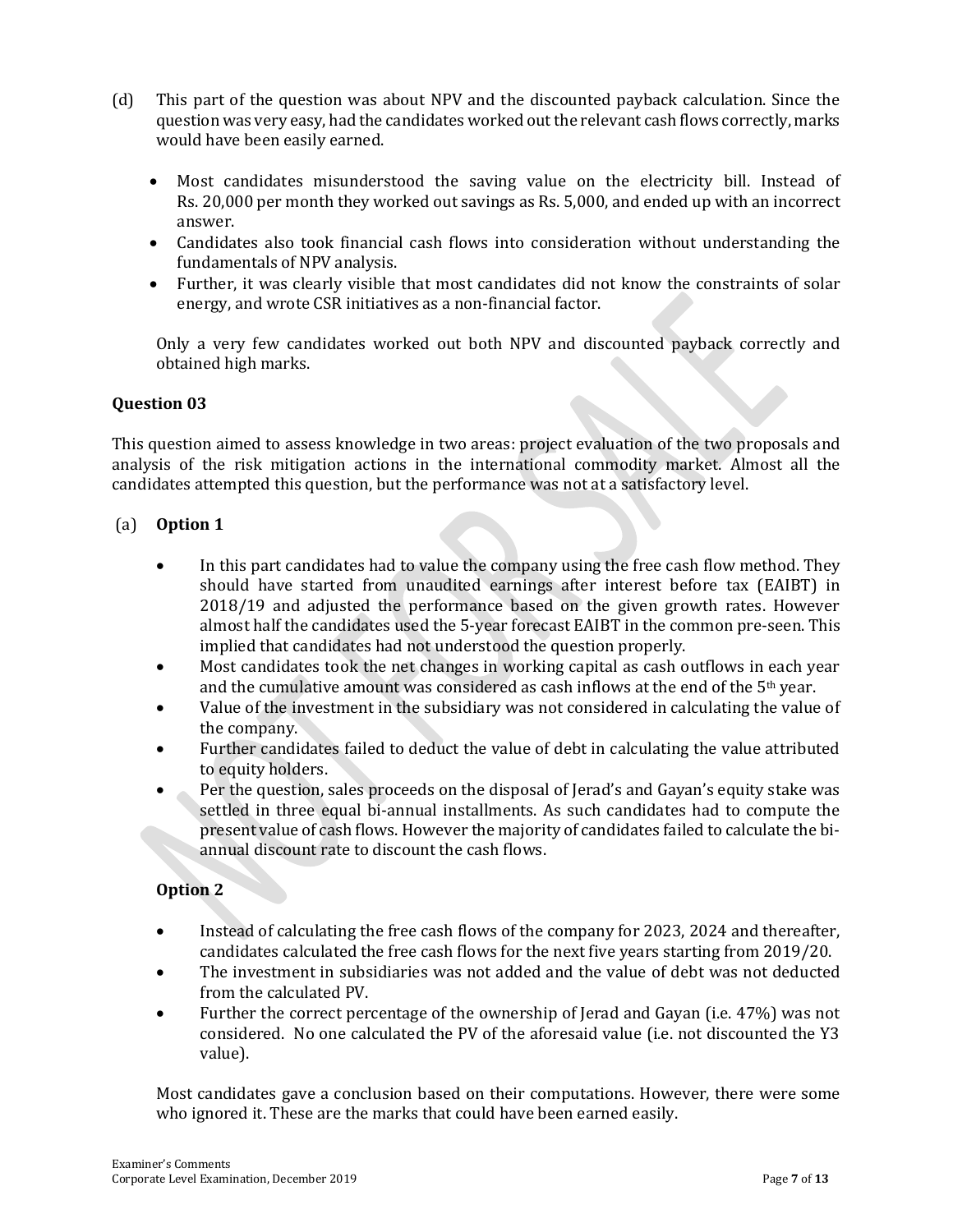(d) This part of the question was about NPV and the discounted payback calculation. Since the question was very easy, had the candidates worked out the relevant cash flows correctly, marks would have been easily earned.

- Most candidates misunderstood the saving value on the electricity bill. Instead of Rs. 20,000 per month they worked out savings as Rs. 5,000, and ended up with an incorrect answer.
- Candidates also took financial cash flows into consideration without understanding the fundamentals of NPV analysis.
- Further, it was clearly visible that most candidates did not know the constraints of solar energy, and wrote CSR initiatives as a non-financial factor.

Only a very few candidates worked out both NPV and discounted payback correctly and obtained high marks.

### Question 03

This question aimed to assess knowledge in two areas: project evaluation of the two proposals and analysis of the risk mitigation actions in the international commodity market. Almost all the candidates attempted this question, but the performance was not at a satisfactory level.

(a) **Option 1**

- In this part candidates had to value the company using the free cash flow method. They should have started from unaudited earnings after interest before tax (EAIBT) in 2018/19 and adjusted the performance based on the given growth rates. However almost half the candidates used the 5-year forecast EAIBT in the common pre-seen. This implied that candidates had not understood the question properly.
- Most candidates took the net changes in working capital as cash outflows in each year and the cumulative amount was considered as cash inflows at the end of the 5th year.
- Value of the investment in the subsidiary was not considered in calculating the value of the company.
- Further candidates failed to deduct the value of debt in calculating the value attributed to equity holders.
- Per the question, sales proceeds on the disposal of Jerad's and Gayan's equity stake was settled in three equal bi-annual installments. As such candidates had to compute the present value of cash flows. However the majority of candidates failed to calculate the bi-annual discount rate to discount the cash flows.

**Option 2**

- Instead of calculating the free cash flows of the company for 2023, 2024 and thereafter, candidates calculated the free cash flows for the next five years starting from 2019/20.
- The investment in subsidiaries was not added and the value of debt was not deducted from the calculated PV.
- Further the correct percentage of the ownership of Jerad and Gayan (i.e. 47%) was not considered. No one calculated the PV of the aforesaid value (i.e. not discounted the Y3 value).

Most candidates gave a conclusion based on their computations. However, there were some who ignored it. These are the marks that could have been earned easily.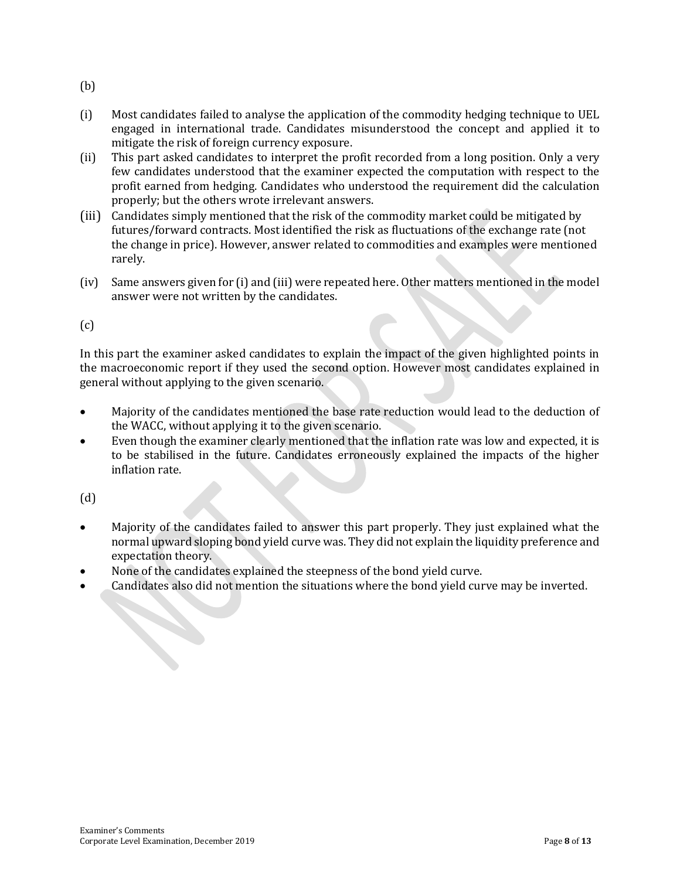(b)

(i) Most candidates failed to analyse the application of the commodity hedging technique to UEL engaged in international trade. Candidates misunderstood the concept and applied it to mitigate the risk of foreign currency exposure.

(ii) This part asked candidates to interpret the profit recorded from a long position. Only a very few candidates understood that the examiner expected the computation with respect to the profit earned from hedging. Candidates who understood the requirement did the calculation properly; but the others wrote irrelevant answers.

(iii) Candidates simply mentioned that the risk of the commodity market could be mitigated by futures/forward contracts. Most identified the risk as fluctuations of the exchange rate (not the change in price). However, answer related to commodities and examples were mentioned rarely.

(iv) Same answers given for (i) and (iii) were repeated here. Other matters mentioned in the model answer were not written by the candidates.

(c)

In this part the examiner asked candidates to explain the impact of the given highlighted points in the macroeconomic report if they used the second option. However most candidates explained in general without applying to the given scenario.

- Majority of the candidates mentioned the base rate reduction would lead to the deduction of the WACC, without applying it to the given scenario.
- Even though the examiner clearly mentioned that the inflation rate was low and expected, it is to be stabilised in the future. Candidates erroneously explained the impacts of the higher inflation rate.

(d)

- Majority of the candidates failed to answer this part properly. They just explained what the normal upward sloping bond yield curve was. They did not explain the liquidity preference and expectation theory.
- None of the candidates explained the steepness of the bond yield curve.
- Candidates also did not mention the situations where the bond yield curve may be inverted.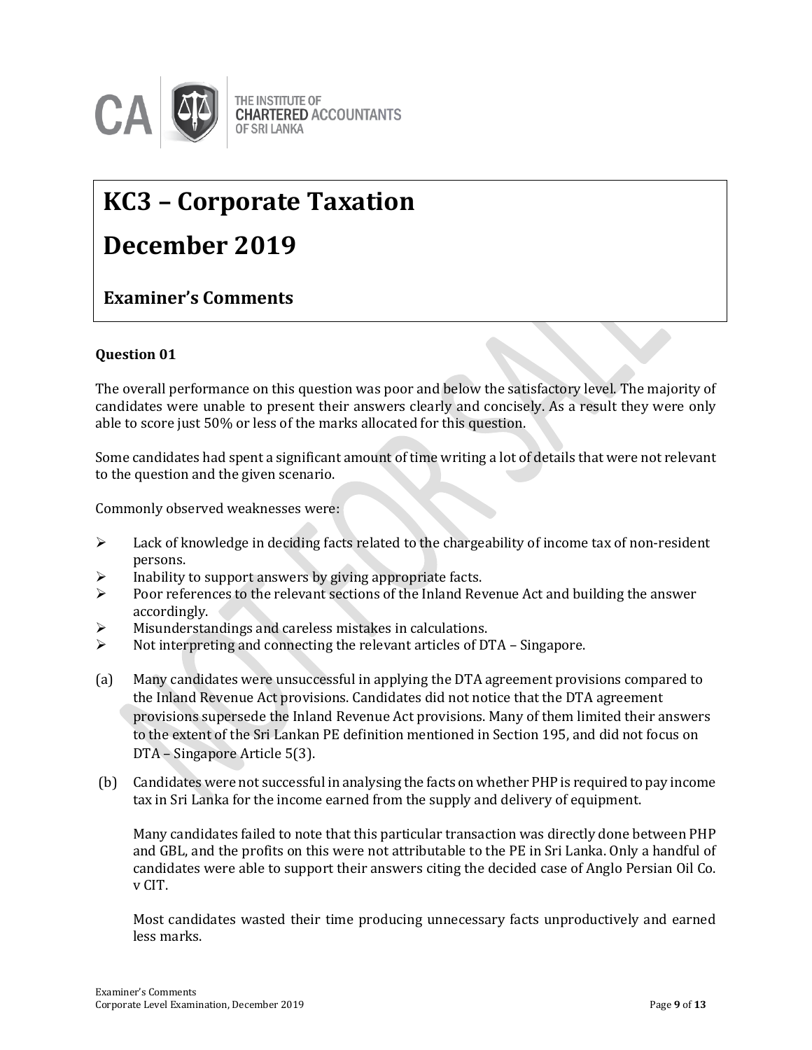# KC3 – Corporate Taxation

# December 2019

## Examiner's Comments

**Question 01**

The overall performance on this question was poor and below the satisfactory level. The majority of candidates were unable to present their answers clearly and concisely. As a result they were only able to score just 50% or less of the marks allocated for this question.

Some candidates had spent a significant amount of time writing a lot of details that were not relevant to the question and the given scenario.

Commonly observed weaknesses were:

- Lack of knowledge in deciding facts related to the chargeability of income tax of non-resident persons.
- Inability to support answers by giving appropriate facts.
- Poor references to the relevant sections of the Inland Revenue Act and building the answer accordingly.
- Misunderstandings and careless mistakes in calculations.
- Not interpreting and connecting the relevant articles of DTA – Singapore.

(a) Many candidates were unsuccessful in applying the DTA agreement provisions compared to the Inland Revenue Act provisions. Candidates did not notice that the DTA agreement provisions supersede the Inland Revenue Act provisions. Many of them limited their answers to the extent of the Sri Lankan PE definition mentioned in Section 195, and did not focus on DTA – Singapore Article 5(3).

(b) Candidates were not successful in analysing the facts on whether PHP is required to pay income tax in Sri Lanka for the income earned from the supply and delivery of equipment.

Many candidates failed to note that this particular transaction was directly done between PHP and GBL, and the profits on this were not attributable to the PE in Sri Lanka. Only a handful of candidates were able to support their answers citing the decided case of Anglo Persian Oil Co. v CIT.

Most candidates wasted their time producing unnecessary facts unproductively and earned less marks.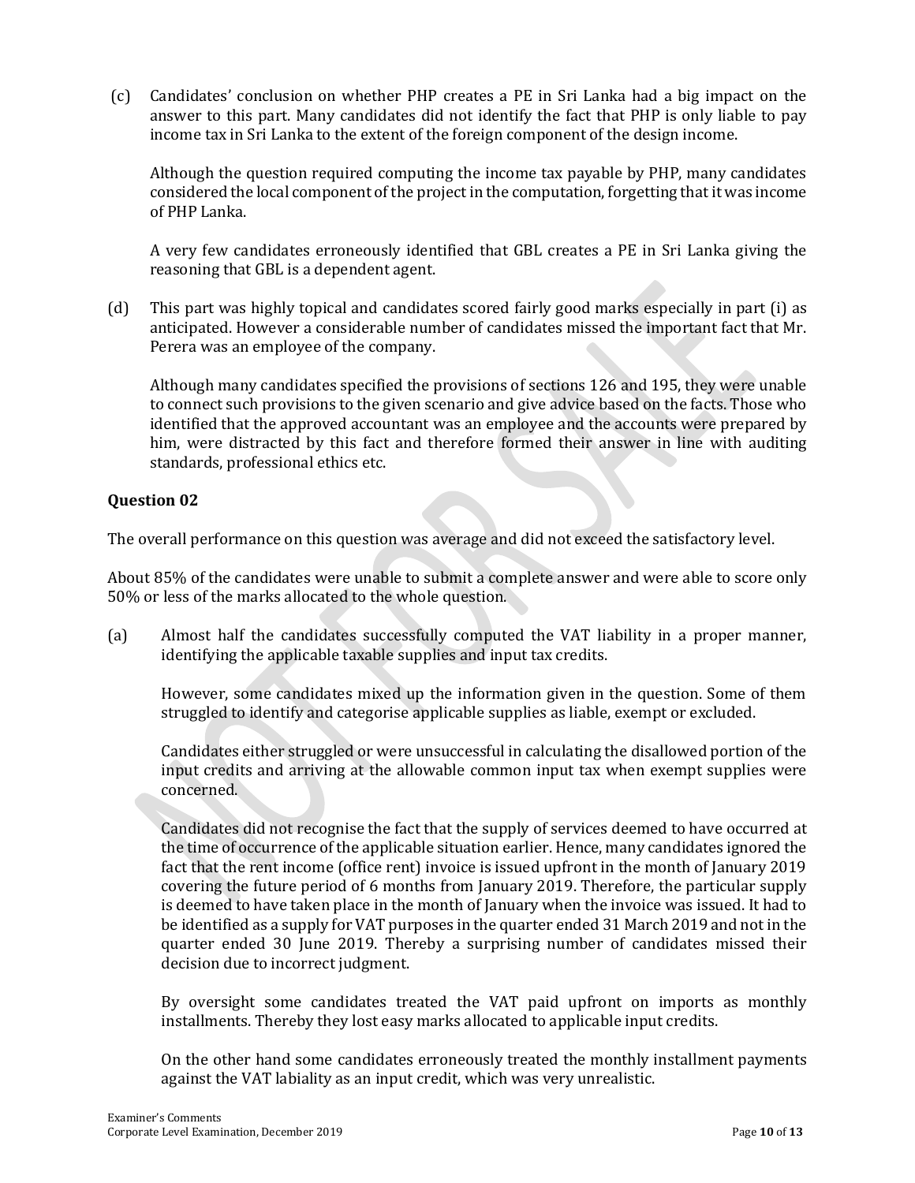(c) Candidates' conclusion on whether PHP creates a PE in Sri Lanka had a big impact on the answer to this part. Many candidates did not identify the fact that PHP is only liable to pay income tax in Sri Lanka to the extent of the foreign component of the design income.

Although the question required computing the income tax payable by PHP, many candidates considered the local component of the project in the computation, forgetting that it was income of PHP Lanka.

A very few candidates erroneously identified that GBL creates a PE in Sri Lanka giving the reasoning that GBL is a dependent agent.

(d) This part was highly topical and candidates scored fairly good marks especially in part (i) as anticipated. However a considerable number of candidates missed the important fact that Mr. Perera was an employee of the company.

Although many candidates specified the provisions of sections 126 and 195, they were unable to connect such provisions to the given scenario and give advice based on the facts. Those who identified that the approved accountant was an employee and the accounts were prepared by him, were distracted by this fact and therefore formed their answer in line with auditing standards, professional ethics etc.

### Question 02

The overall performance on this question was average and did not exceed the satisfactory level.

About 85% of the candidates were unable to submit a complete answer and were able to score only 50% or less of the marks allocated to the whole question.

(a) Almost half the candidates successfully computed the VAT liability in a proper manner, identifying the applicable taxable supplies and input tax credits.

However, some candidates mixed up the information given in the question. Some of them struggled to identify and categorise applicable supplies as liable, exempt or excluded.

Candidates either struggled or were unsuccessful in calculating the disallowed portion of the input credits and arriving at the allowable common input tax when exempt supplies were concerned.

Candidates did not recognise the fact that the supply of services deemed to have occurred at the time of occurrence of the applicable situation earlier. Hence, many candidates ignored the fact that the rent income (office rent) invoice is issued upfront in the month of January 2019 covering the future period of 6 months from January 2019. Therefore, the particular supply is deemed to have taken place in the month of January when the invoice was issued. It had to be identified as a supply for VAT purposes in the quarter ended 31 March 2019 and not in the quarter ended 30 June 2019. Thereby a surprising number of candidates missed their decision due to incorrect judgment.

By oversight some candidates treated the VAT paid upfront on imports as monthly installments. Thereby they lost easy marks allocated to applicable input credits.

On the other hand some candidates erroneously treated the monthly installment payments against the VAT labiality as an input credit, which was very unrealistic.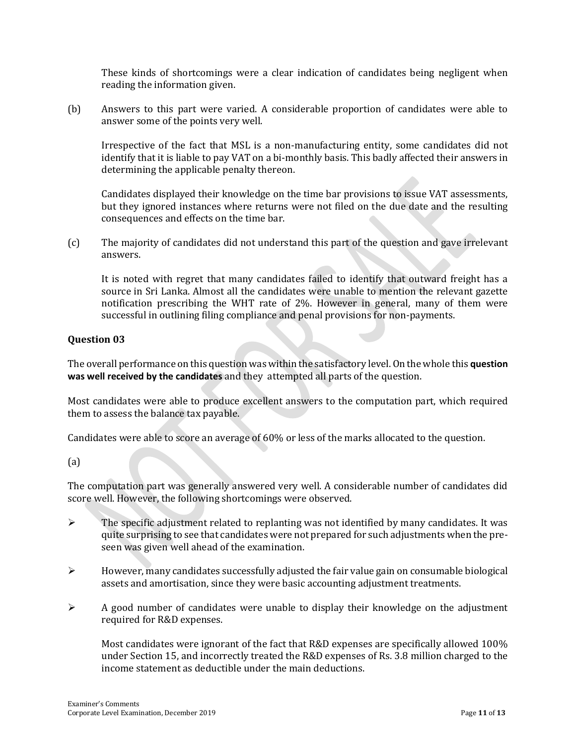These kinds of shortcomings were a clear indication of candidates being negligent when reading the information given.

(b) Answers to this part were varied. A considerable proportion of candidates were able to answer some of the points very well.

Irrespective of the fact that MSL is a non-manufacturing entity, some candidates did not identify that it is liable to pay VAT on a bi-monthly basis. This badly affected their answers in determining the applicable penalty thereon.

Candidates displayed their knowledge on the time bar provisions to issue VAT assessments, but they ignored instances where returns were not filed on the due date and the resulting consequences and effects on the time bar.

(c) The majority of candidates did not understand this part of the question and gave irrelevant answers.

It is noted with regret that many candidates failed to identify that outward freight has a source in Sri Lanka. Almost all the candidates were unable to mention the relevant gazette notification prescribing the WHT rate of 2%. However in general, many of them were successful in outlining filing compliance and penal provisions for non-payments.

### Question 03

The overall performance on this question was within the satisfactory level. On the whole this **question was well received by the candidates** and they attempted all parts of the question.

Most candidates were able to produce excellent answers to the computation part, which required them to assess the balance tax payable.

Candidates were able to score an average of 60% or less of the marks allocated to the question.

(a)

The computation part was generally answered very well. A considerable number of candidates did score well. However, the following shortcomings were observed.

- The specific adjustment related to replanting was not identified by many candidates. It was quite surprising to see that candidates were not prepared for such adjustments when the pre-seen was given well ahead of the examination.
- However, many candidates successfully adjusted the fair value gain on consumable biological assets and amortisation, since they were basic accounting adjustment treatments.
- A good number of candidates were unable to display their knowledge on the adjustment required for R&D expenses.

  Most candidates were ignorant of the fact that R&D expenses are specifically allowed 100% under Section 15, and incorrectly treated the R&D expenses of Rs. 3.8 million charged to the income statement as deductible under the main deductions.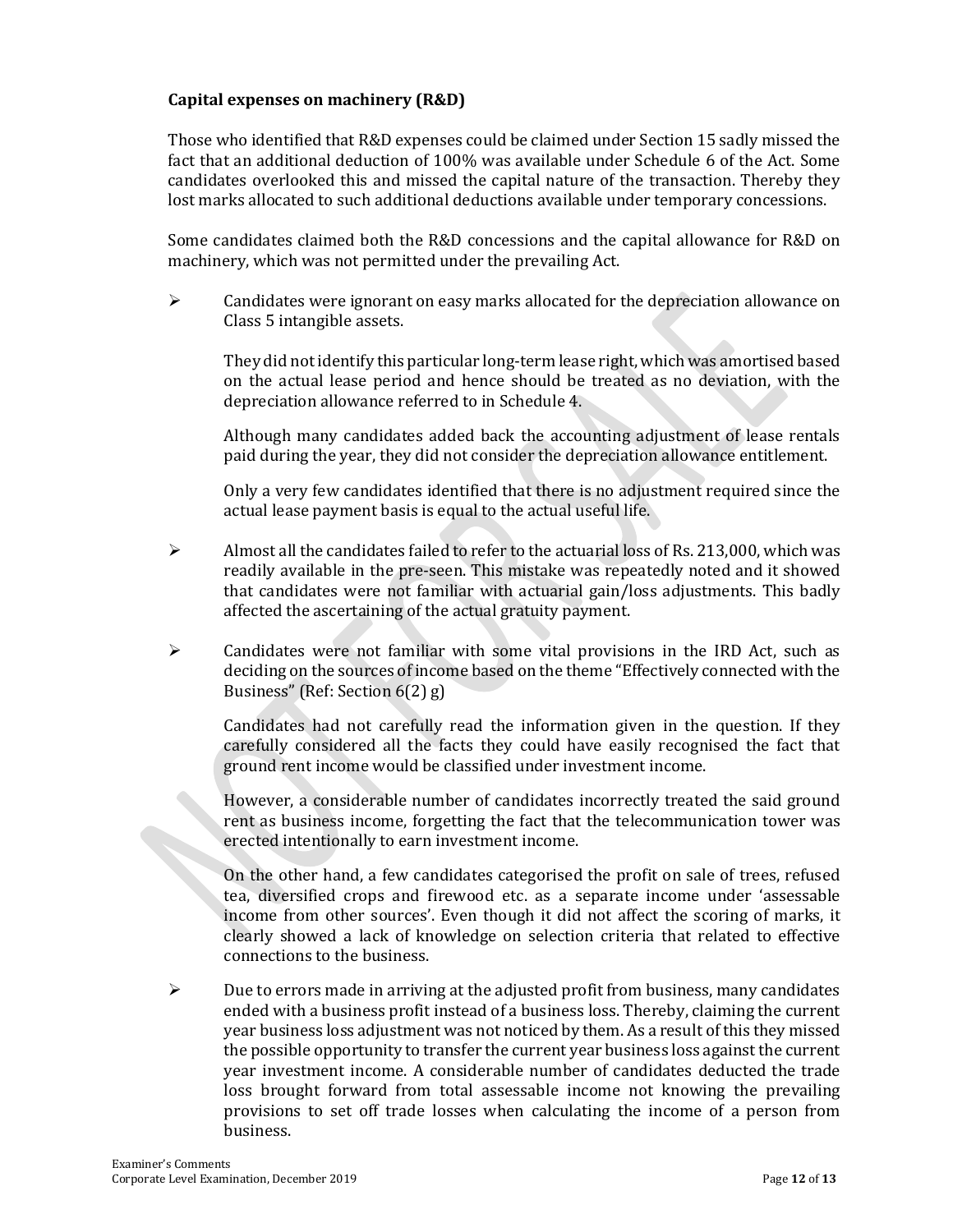**Capital expenses on machinery (R&D)**

Those who identified that R&D expenses could be claimed under Section 15 sadly missed the fact that an additional deduction of 100% was available under Schedule 6 of the Act. Some candidates overlooked this and missed the capital nature of the transaction. Thereby they lost marks allocated to such additional deductions available under temporary concessions.

Some candidates claimed both the R&D concessions and the capital allowance for R&D on machinery, which was not permitted under the prevailing Act.

- Candidates were ignorant on easy marks allocated for the depreciation allowance on Class 5 intangible assets.

  They did not identify this particular long-term lease right, which was amortised based on the actual lease period and hence should be treated as no deviation, with the depreciation allowance referred to in Schedule 4.

  Although many candidates added back the accounting adjustment of lease rentals paid during the year, they did not consider the depreciation allowance entitlement.

  Only a very few candidates identified that there is no adjustment required since the actual lease payment basis is equal to the actual useful life.

- Almost all the candidates failed to refer to the actuarial loss of Rs. 213,000, which was readily available in the pre-seen. This mistake was repeatedly noted and it showed that candidates were not familiar with actuarial gain/loss adjustments. This badly affected the ascertaining of the actual gratuity payment.

- Candidates were not familiar with some vital provisions in the IRD Act, such as deciding on the sources of income based on the theme "Effectively connected with the Business" (Ref: Section 6(2) g)

  Candidates had not carefully read the information given in the question. If they carefully considered all the facts they could have easily recognised the fact that ground rent income would be classified under investment income.

  However, a considerable number of candidates incorrectly treated the said ground rent as business income, forgetting the fact that the telecommunication tower was erected intentionally to earn investment income.

  On the other hand, a few candidates categorised the profit on sale of trees, refused tea, diversified crops and firewood etc. as a separate income under 'assessable income from other sources'. Even though it did not affect the scoring of marks, it clearly showed a lack of knowledge on selection criteria that related to effective connections to the business.

- Due to errors made in arriving at the adjusted profit from business, many candidates ended with a business profit instead of a business loss. Thereby, claiming the current year business loss adjustment was not noticed by them. As a result of this they missed the possible opportunity to transfer the current year business loss against the current year investment income. A considerable number of candidates deducted the trade loss brought forward from total assessable income not knowing the prevailing provisions to set off trade losses when calculating the income of a person from business.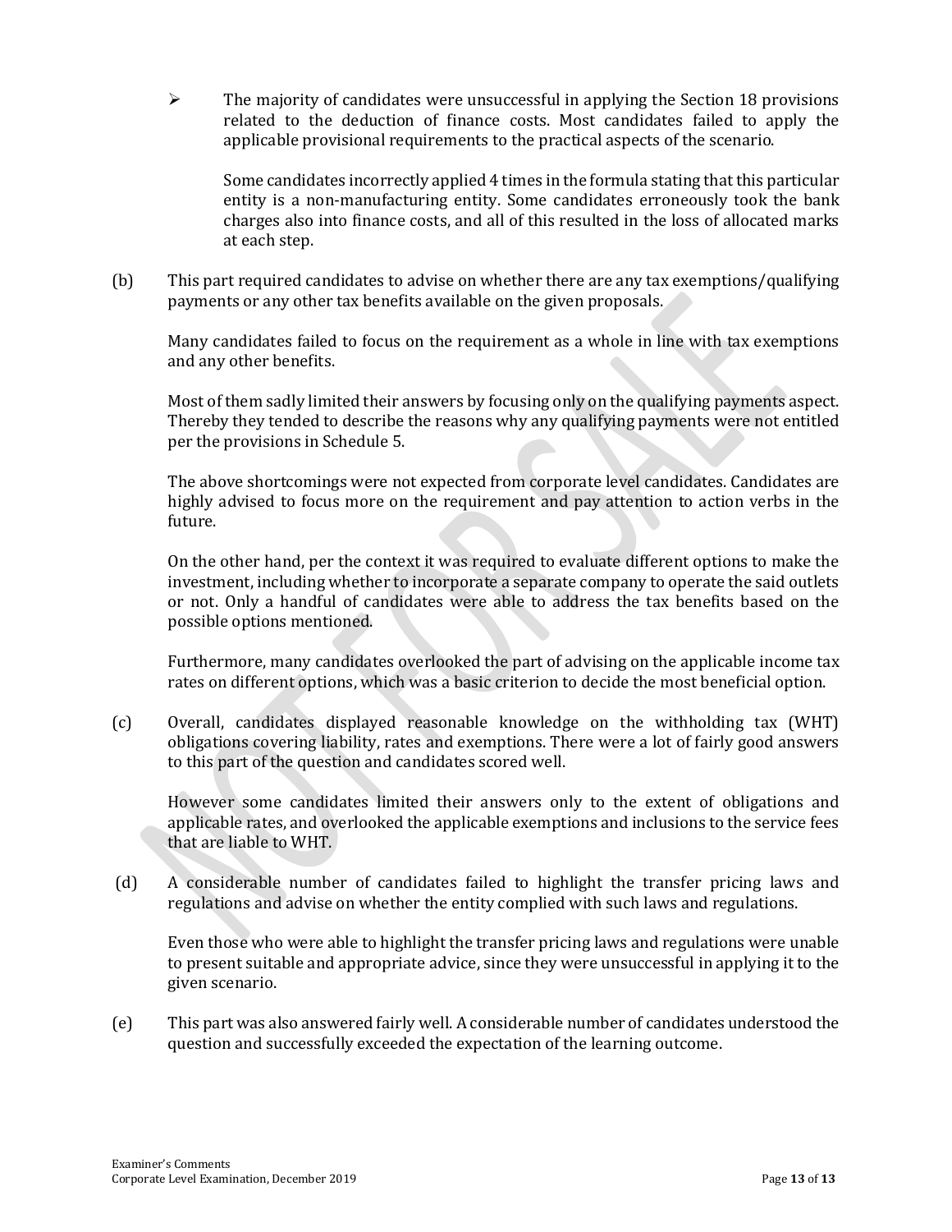- The majority of candidates were unsuccessful in applying the Section 18 provisions related to the deduction of finance costs. Most candidates failed to apply the applicable provisional requirements to the practical aspects of the scenario.

  Some candidates incorrectly applied 4 times in the formula stating that this particular entity is a non-manufacturing entity. Some candidates erroneously took the bank charges also into finance costs, and all of this resulted in the loss of allocated marks at each step.

(b) This part required candidates to advise on whether there are any tax exemptions/qualifying payments or any other tax benefits available on the given proposals.

Many candidates failed to focus on the requirement as a whole in line with tax exemptions and any other benefits.

Most of them sadly limited their answers by focusing only on the qualifying payments aspect. Thereby they tended to describe the reasons why any qualifying payments were not entitled per the provisions in Schedule 5.

The above shortcomings were not expected from corporate level candidates. Candidates are highly advised to focus more on the requirement and pay attention to action verbs in the future.

On the other hand, per the context it was required to evaluate different options to make the investment, including whether to incorporate a separate company to operate the said outlets or not. Only a handful of candidates were able to address the tax benefits based on the possible options mentioned.

Furthermore, many candidates overlooked the part of advising on the applicable income tax rates on different options, which was a basic criterion to decide the most beneficial option.

(c) Overall, candidates displayed reasonable knowledge on the withholding tax (WHT) obligations covering liability, rates and exemptions. There were a lot of fairly good answers to this part of the question and candidates scored well.

However some candidates limited their answers only to the extent of obligations and applicable rates, and overlooked the applicable exemptions and inclusions to the service fees that are liable to WHT.

(d) A considerable number of candidates failed to highlight the transfer pricing laws and regulations and advise on whether the entity complied with such laws and regulations.

Even those who were able to highlight the transfer pricing laws and regulations were unable to present suitable and appropriate advice, since they were unsuccessful in applying it to the given scenario.

(e) This part was also answered fairly well. A considerable number of candidates understood the question and successfully exceeded the expectation of the learning outcome.